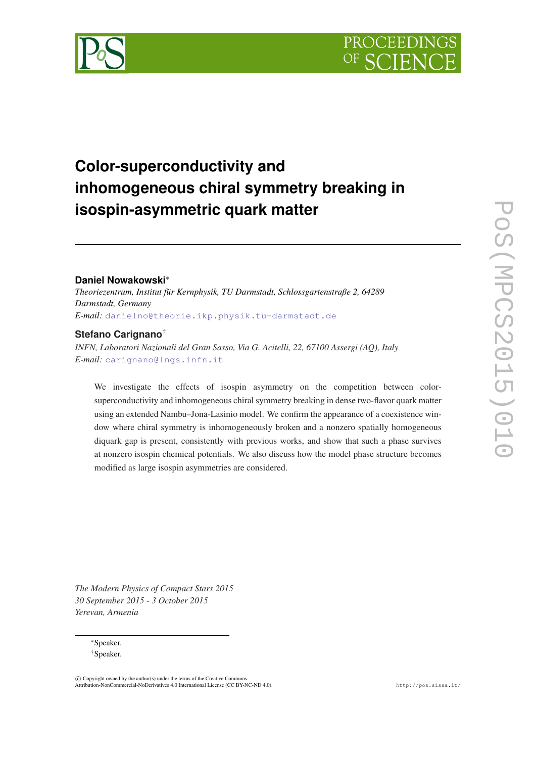# Color-superconductivity and inhomogeneous chiral symmetry breaking in isospin-asymmetric quark matter

**Daniel Nowakowski***

*Theoriezentrum, Institut für Kernphysik, TU Darmstadt, Schlossgartenstraße 2, 64289 Darmstadt, Germany*

*E-mail:* danielno@theorie.ikp.physik.tu-darmstadt.de

**Stefano Carignano**†

*INFN, Laboratori Nazionali del Gran Sasso, Via G. Acitelli, 22, 67100 Assergi (AQ), Italy*

*E-mail:* carignano@lngs.infn.it

We investigate the effects of isospin asymmetry on the competition between color-superconductivity and inhomogeneous chiral symmetry breaking in dense two-flavor quark matter using an extended Nambu–Jona-Lasinio model. We confirm the appearance of a coexistence window where chiral symmetry is inhomogeneously broken and a nonzero spatially homogeneous diquark gap is present, consistently with previous works, and show that such a phase survives at nonzero isospin chemical potentials. We also discuss how the model phase structure becomes modified as large isospin asymmetries are considered.

*The Modern Physics of Compact Stars 2015*
*30 September 2015 - 3 October 2015*
*Yerevan, Armenia*

*Speaker.

†Speaker.

© Copyright owned by the author(s) under the terms of the Creative Commons Attribution-NonCommercial-NoDerivatives 4.0 International License (CC BY-NC-ND 4.0).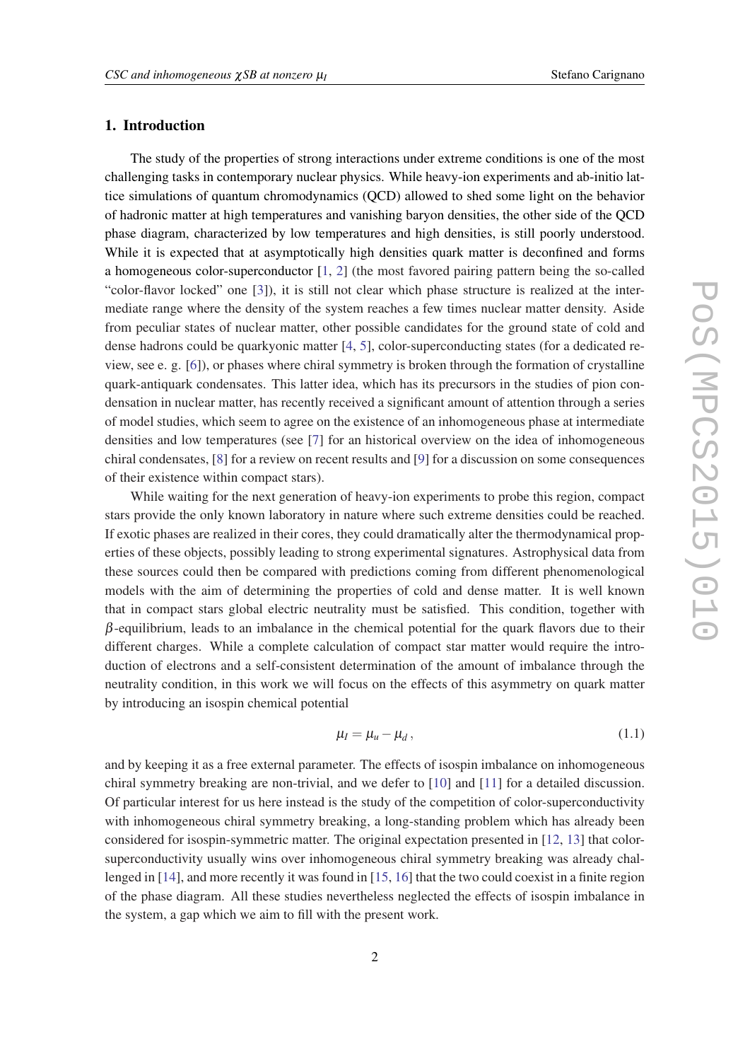## 1. Introduction

The study of the properties of strong interactions under extreme conditions is one of the most challenging tasks in contemporary nuclear physics. While heavy-ion experiments and ab-initio lattice simulations of quantum chromodynamics (QCD) allowed to shed some light on the behavior of hadronic matter at high temperatures and vanishing baryon densities, the other side of the QCD phase diagram, characterized by low temperatures and high densities, is still poorly understood. While it is expected that at asymptotically high densities quark matter is deconfined and forms a homogeneous color-superconductor [1, 2] (the most favored pairing pattern being the so-called "color-flavor locked" one [3]), it is still not clear which phase structure is realized at the intermediate range where the density of the system reaches a few times nuclear matter density. Aside from peculiar states of nuclear matter, other possible candidates for the ground state of cold and dense hadrons could be quarkyonic matter [4, 5], color-superconducting states (for a dedicated review, see e. g. [6]), or phases where chiral symmetry is broken through the formation of crystalline quark-antiquark condensates. This latter idea, which has its precursors in the studies of pion condensation in nuclear matter, has recently received a significant amount of attention through a series of model studies, which seem to agree on the existence of an inhomogeneous phase at intermediate densities and low temperatures (see [7] for an historical overview on the idea of inhomogeneous chiral condensates, [8] for a review on recent results and [9] for a discussion on some consequences of their existence within compact stars).

While waiting for the next generation of heavy-ion experiments to probe this region, compact stars provide the only known laboratory in nature where such extreme densities could be reached. If exotic phases are realized in their cores, they could dramatically alter the thermodynamical properties of these objects, possibly leading to strong experimental signatures. Astrophysical data from these sources could then be compared with predictions coming from different phenomenological models with the aim of determining the properties of cold and dense matter. It is well known that in compact stars global electric neutrality must be satisfied. This condition, together with $\beta$-equilibrium, leads to an imbalance in the chemical potential for the quark flavors due to their different charges. While a complete calculation of compact star matter would require the introduction of electrons and a self-consistent determination of the amount of imbalance through the neutrality condition, in this work we will focus on the effects of this asymmetry on quark matter by introducing an isospin chemical potential

$$\mu_I = \mu_u - \mu_d \,, \tag{1.1}$$

and by keeping it as a free external parameter. The effects of isospin imbalance on inhomogeneous chiral symmetry breaking are non-trivial, and we defer to [10] and [11] for a detailed discussion. Of particular interest for us here instead is the study of the competition of color-superconductivity with inhomogeneous chiral symmetry breaking, a long-standing problem which has already been considered for isospin-symmetric matter. The original expectation presented in [12, 13] that color-superconductivity usually wins over inhomogeneous chiral symmetry breaking was already challenged in [14], and more recently it was found in [15, 16] that the two could coexist in a finite region of the phase diagram. All these studies nevertheless neglected the effects of isospin imbalance in the system, a gap which we aim to fill with the present work.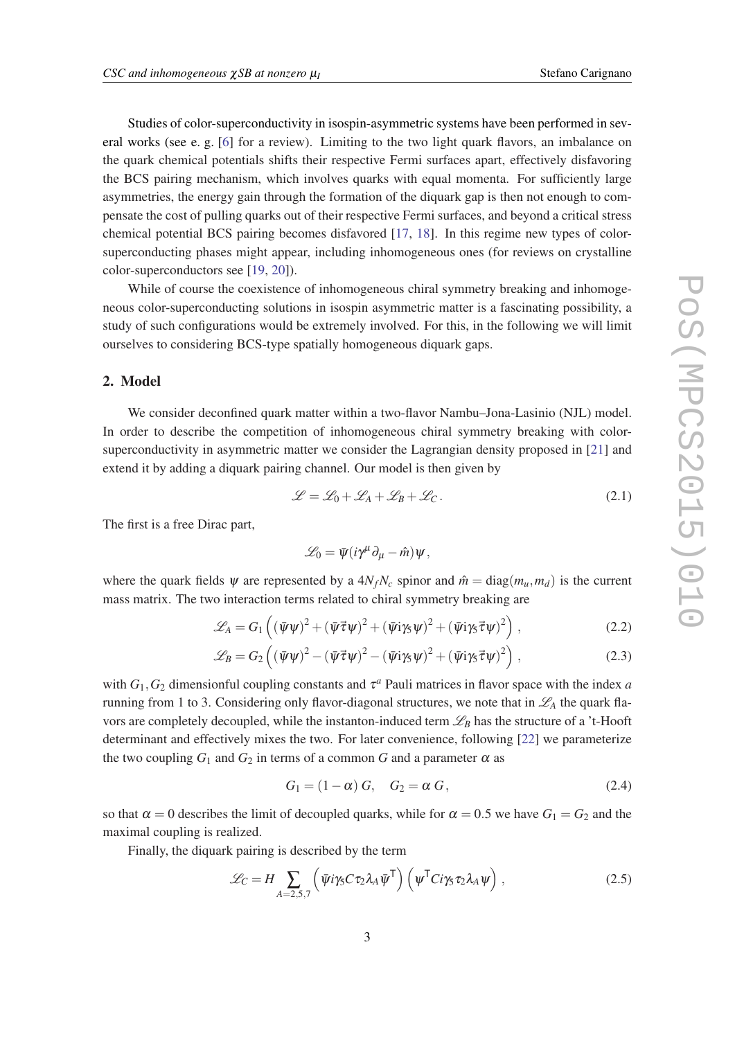Studies of color-superconductivity in isospin-asymmetric systems have been performed in several works (see e. g. [6] for a review). Limiting to the two light quark flavors, an imbalance on the quark chemical potentials shifts their respective Fermi surfaces apart, effectively disfavoring the BCS pairing mechanism, which involves quarks with equal momenta. For sufficiently large asymmetries, the energy gain through the formation of the diquark gap is then not enough to compensate the cost of pulling quarks out of their respective Fermi surfaces, and beyond a critical stress chemical potential BCS pairing becomes disfavored [17, 18]. In this regime new types of color-superconducting phases might appear, including inhomogeneous ones (for reviews on crystalline color-superconductors see [19, 20]).

While of course the coexistence of inhomogeneous chiral symmetry breaking and inhomogeneous color-superconducting solutions in isospin asymmetric matter is a fascinating possibility, a study of such configurations would be extremely involved. For this, in the following we will limit ourselves to considering BCS-type spatially homogeneous diquark gaps.

## 2. Model

We consider deconfined quark matter within a two-flavor Nambu–Jona-Lasinio (NJL) model. In order to describe the competition of inhomogeneous chiral symmetry breaking with color-superconductivity in asymmetric matter we consider the Lagrangian density proposed in [21] and extend it by adding a diquark pairing channel. Our model is then given by

$$\mathscr{L} = \mathscr{L}_0 + \mathscr{L}_A + \mathscr{L}_B + \mathscr{L}_C \,. \tag{2.1}$$

The first is a free Dirac part,

$$\mathscr{L}_0 = \bar{\psi}(i\gamma^\mu \partial_\mu - \hat{m})\psi \,,$$

where the quark fields $\psi$ are represented by a $4N_f N_c$ spinor and $\hat{m} = \mathrm{diag}(m_u, m_d)$ is the current mass matrix. The two interaction terms related to chiral symmetry breaking are

$$\mathscr{L}_A = G_1 \left( (\bar{\psi}\psi)^2 + (\bar{\psi}\vec{\tau}\psi)^2 + (\bar{\psi}i\gamma_5\psi)^2 + (\bar{\psi}i\gamma_5\vec{\tau}\psi)^2 \right) , \tag{2.2}$$

$$\mathscr{L}_B = G_2 \left( (\bar{\psi}\psi)^2 - (\bar{\psi}\vec{\tau}\psi)^2 - (\bar{\psi}i\gamma_5\psi)^2 + (\bar{\psi}i\gamma_5\vec{\tau}\psi)^2 \right) , \tag{2.3}$$

with $G_1, G_2$ dimensionful coupling constants and $\tau^a$ Pauli matrices in flavor space with the index $a$ running from 1 to 3. Considering only flavor-diagonal structures, we note that in $\mathscr{L}_A$ the quark flavors are completely decoupled, while the instanton-induced term $\mathscr{L}_B$ has the structure of a 't-Hooft determinant and effectively mixes the two. For later convenience, following [22] we parameterize the two coupling $G_1$ and $G_2$ in terms of a common $G$ and a parameter $\alpha$ as

$$G_1 = (1-\alpha)\, G, \quad G_2 = \alpha\, G \,, \tag{2.4}$$

so that $\alpha = 0$ describes the limit of decoupled quarks, while for $\alpha = 0.5$ we have $G_1 = G_2$ and the maximal coupling is realized.

Finally, the diquark pairing is described by the term

$$\mathscr{L}_C = H \sum_{A=2,5,7} \left( \bar{\psi} i\gamma_5 C \tau_2 \lambda_A \bar{\psi}^\mathsf{T} \right) \left( \psi^\mathsf{T} C i\gamma_5 \tau_2 \lambda_A \psi \right) , \tag{2.5}$$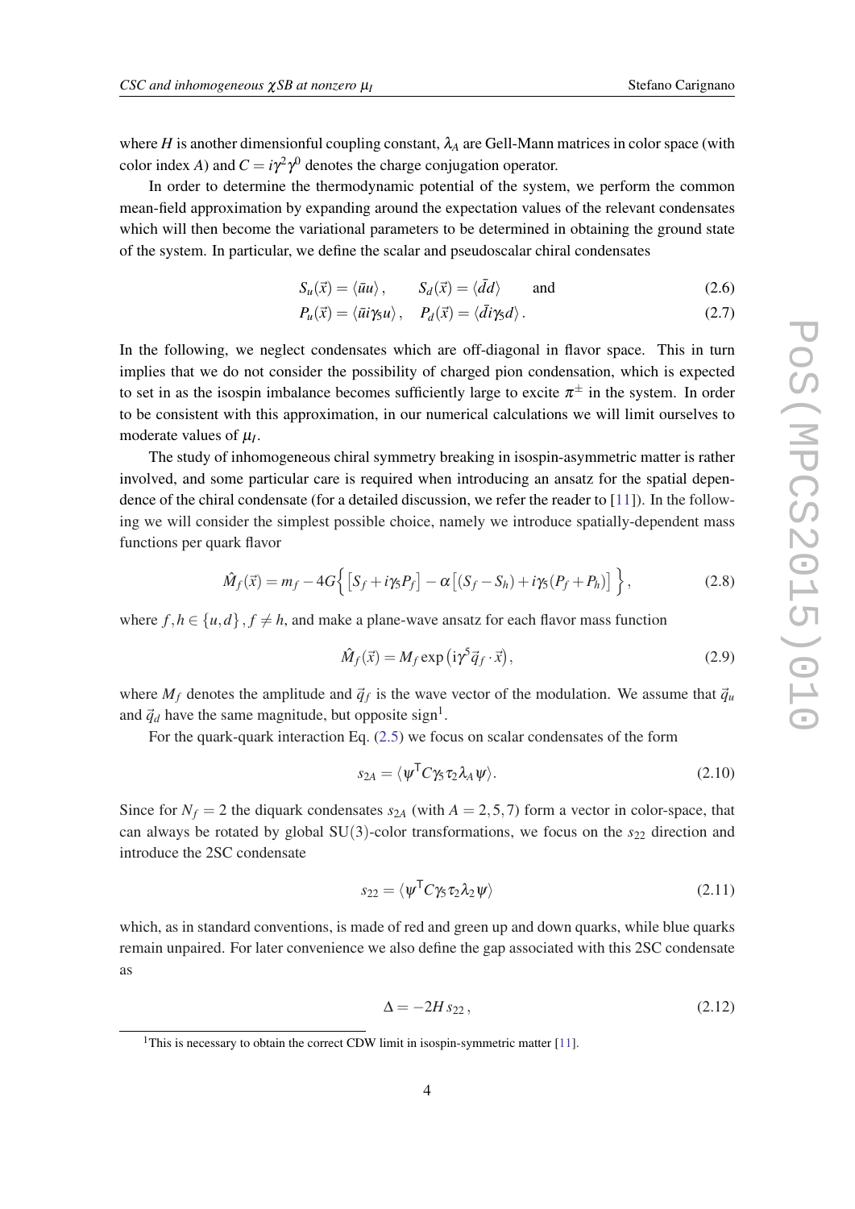where $H$ is another dimensionful coupling constant, $\lambda_A$ are Gell-Mann matrices in color space (with color index $A$) and $C = i\gamma^2\gamma^0$ denotes the charge conjugation operator.

In order to determine the thermodynamic potential of the system, we perform the common mean-field approximation by expanding around the expectation values of the relevant condensates which will then become the variational parameters to be determined in obtaining the ground state of the system. In particular, we define the scalar and pseudoscalar chiral condensates

$$S_u(\vec{x}) = \langle \bar{u}u \rangle, \qquad S_d(\vec{x}) = \langle \bar{d}d \rangle \qquad \text{and} \tag{2.6}$$

$$P_u(\vec{x}) = \langle \bar{u}i\gamma_5 u \rangle, \quad P_d(\vec{x}) = \langle \bar{d}i\gamma_5 d \rangle. \tag{2.7}$$

In the following, we neglect condensates which are off-diagonal in flavor space. This in turn implies that we do not consider the possibility of charged pion condensation, which is expected to set in as the isospin imbalance becomes sufficiently large to excite $\pi^{\pm}$ in the system. In order to be consistent with this approximation, in our numerical calculations we will limit ourselves to moderate values of $\mu_I$.

The study of inhomogeneous chiral symmetry breaking in isospin-asymmetric matter is rather involved, and some particular care is required when introducing an ansatz for the spatial dependence of the chiral condensate (for a detailed discussion, we refer the reader to [11]). In the following we will consider the simplest possible choice, namely we introduce spatially-dependent mass functions per quark flavor

$$\hat{M}_f(\vec{x}) = m_f - 4G\Big\{ \big[S_f + i\gamma_5 P_f\big] - \alpha\big[(S_f - S_h) + i\gamma_5(P_f + P_h)\big] \Big\}, \tag{2.8}$$

where $f, h \in \{u, d\}$, $f \neq h$, and make a plane-wave ansatz for each flavor mass function

$$\hat{M}_f(\vec{x}) = M_f \exp\left(\mathrm{i}\gamma^5 \vec{q}_f \cdot \vec{x}\right), \tag{2.9}$$

where $M_f$ denotes the amplitude and $\vec{q}_f$ is the wave vector of the modulation. We assume that $\vec{q}_u$ and $\vec{q}_d$ have the same magnitude, but opposite sign[1].

For the quark-quark interaction Eq. (2.5) we focus on scalar condensates of the form

$$s_{2A} = \langle \psi^{\mathsf{T}} C\gamma_5 \tau_2 \lambda_A \psi \rangle. \tag{2.10}$$

Since for $N_f = 2$ the diquark condensates $s_{2A}$ (with $A = 2, 5, 7$) form a vector in color-space, that can always be rotated by global SU(3)-color transformations, we focus on the $s_{22}$ direction and introduce the 2SC condensate

$$s_{22} = \langle \psi^{\mathsf{T}} C\gamma_5 \tau_2 \lambda_2 \psi \rangle \tag{2.11}$$

which, as in standard conventions, is made of red and green up and down quarks, while blue quarks remain unpaired. For later convenience we also define the gap associated with this 2SC condensate as

$$\Delta = -2H\, s_{22}, \tag{2.12}$$

[1] This is necessary to obtain the correct CDW limit in isospin-symmetric matter [11].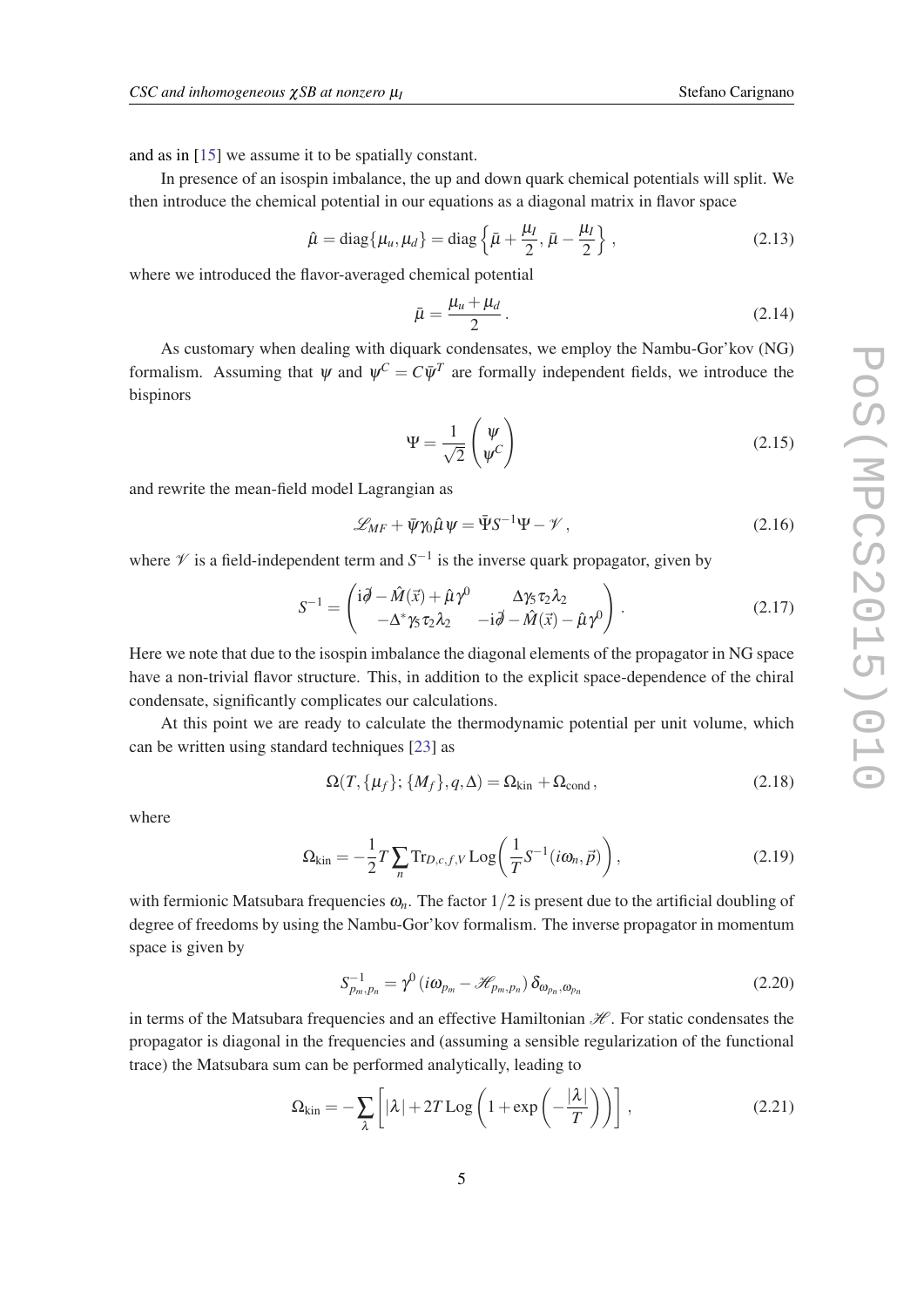and as in [15] we assume it to be spatially constant.

In presence of an isospin imbalance, the up and down quark chemical potentials will split. We then introduce the chemical potential in our equations as a diagonal matrix in flavor space

$$\hat{\mu} = \mathrm{diag}\{\mu_u, \mu_d\} = \mathrm{diag}\left\{\bar{\mu} + \frac{\mu_I}{2}, \bar{\mu} - \frac{\mu_I}{2}\right\}, \tag{2.13}$$

where we introduced the flavor-averaged chemical potential

$$\bar{\mu} = \frac{\mu_u + \mu_d}{2}. \tag{2.14}$$

As customary when dealing with diquark condensates, we employ the Nambu-Gor'kov (NG) formalism. Assuming that $\psi$ and $\psi^C = C\bar{\psi}^T$ are formally independent fields, we introduce the bispinors

$$\Psi = \frac{1}{\sqrt{2}}\begin{pmatrix}\psi \\ \psi^C\end{pmatrix} \tag{2.15}$$

and rewrite the mean-field model Lagrangian as

$$\mathscr{L}_{MF} + \bar{\psi}\gamma_0\hat{\mu}\psi = \bar{\Psi}S^{-1}\Psi - \mathscr{V}, \tag{2.16}$$

where $\mathscr{V}$ is a field-independent term and $S^{-1}$ is the inverse quark propagator, given by

$$S^{-1} = \begin{pmatrix} i\partial\!\!\!/ - \hat{M}(\vec{x}) + \hat{\mu}\gamma^0 & \Delta\gamma_5\tau_2\lambda_2 \\ -\Delta^*\gamma_5\tau_2\lambda_2 & -i\partial\!\!\!/ - \hat{M}(\vec{x}) - \hat{\mu}\gamma^0 \end{pmatrix}. \tag{2.17}$$

Here we note that due to the isospin imbalance the diagonal elements of the propagator in NG space have a non-trivial flavor structure. This, in addition to the explicit space-dependence of the chiral condensate, significantly complicates our calculations.

At this point we are ready to calculate the thermodynamic potential per unit volume, which can be written using standard techniques [23] as

$$\Omega(T, \{\mu_f\}; \{M_f\}, q, \Delta) = \Omega_{\mathrm{kin}} + \Omega_{\mathrm{cond}}, \tag{2.18}$$

where

$$\Omega_{\mathrm{kin}} = -\frac{1}{2}T\sum_n \mathrm{Tr}_{D,c,f,V}\,\mathrm{Log}\left(\frac{1}{T}S^{-1}(i\omega_n, \vec{p})\right), \tag{2.19}$$

with fermionic Matsubara frequencies $\omega_n$. The factor $1/2$ is present due to the artificial doubling of degree of freedoms by using the Nambu-Gor'kov formalism. The inverse propagator in momentum space is given by

$$S^{-1}_{p_m,p_n} = \gamma^0\left(i\omega_{p_m} - \mathscr{H}_{p_m,p_n}\right)\delta_{\omega_{p_n},\omega_{p_n}} \tag{2.20}$$

in terms of the Matsubara frequencies and an effective Hamiltonian $\mathscr{H}$. For static condensates the propagator is diagonal in the frequencies and (assuming a sensible regularization of the functional trace) the Matsubara sum can be performed analytically, leading to

$$\Omega_{\mathrm{kin}} = -\sum_\lambda\left[|\lambda| + 2T\,\mathrm{Log}\left(1 + \exp\left(-\frac{|\lambda|}{T}\right)\right)\right], \tag{2.21}$$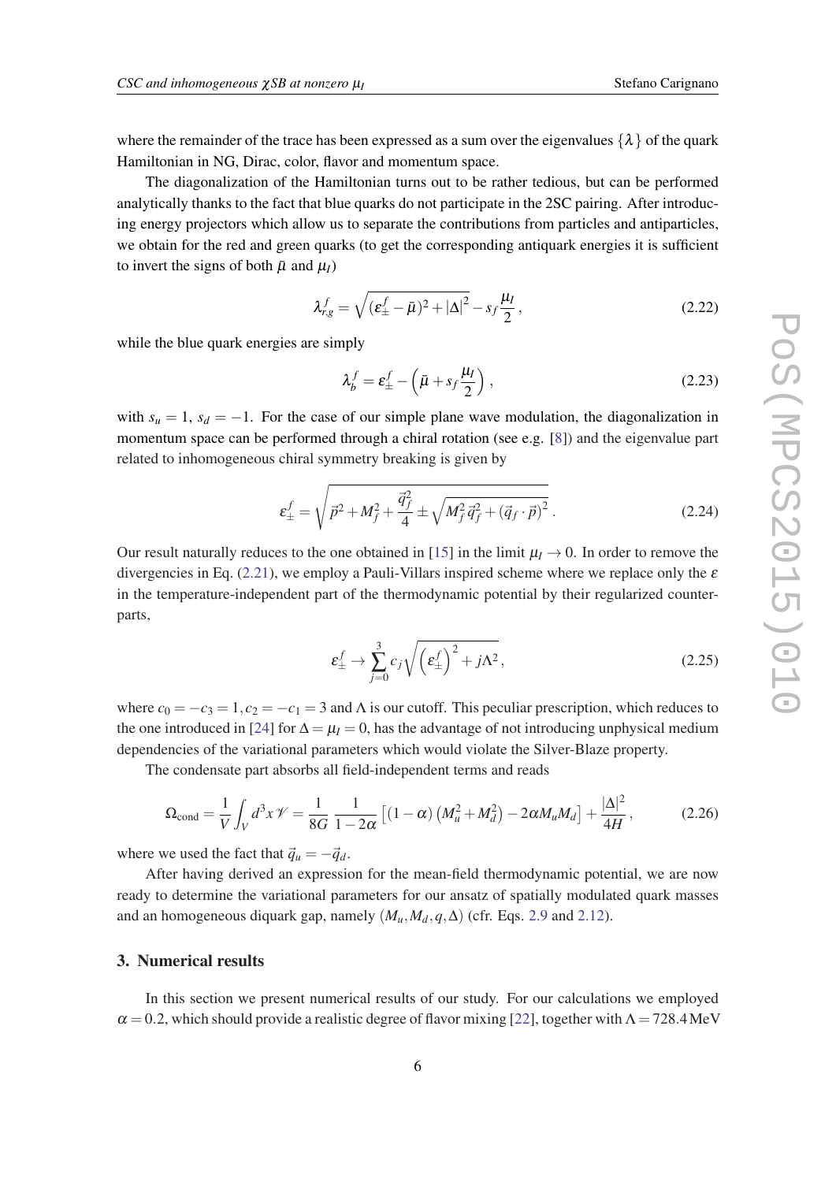where the remainder of the trace has been expressed as a sum over the eigenvalues $\{\lambda\}$ of the quark Hamiltonian in NG, Dirac, color, flavor and momentum space.

The diagonalization of the Hamiltonian turns out to be rather tedious, but can be performed analytically thanks to the fact that blue quarks do not participate in the 2SC pairing. After introducing energy projectors which allow us to separate the contributions from particles and antiparticles, we obtain for the red and green quarks (to get the corresponding antiquark energies it is sufficient to invert the signs of both $\bar{\mu}$ and $\mu_I$)

$$\lambda_{r,g}^f = \sqrt{(\varepsilon_\pm^f - \bar{\mu})^2 + |\Delta|^2} - s_f \frac{\mu_I}{2}\,, \tag{2.22}$$

while the blue quark energies are simply

$$\lambda_b^f = \varepsilon_\pm^f - \left(\bar{\mu} + s_f \frac{\mu_I}{2}\right)\,, \tag{2.23}$$

with $s_u = 1$, $s_d = -1$. For the case of our simple plane wave modulation, the diagonalization in momentum space can be performed through a chiral rotation (see e.g. [8]) and the eigenvalue part related to inhomogeneous chiral symmetry breaking is given by

$$\varepsilon_\pm^f = \sqrt{\vec{p}^2 + M_f^2 + \frac{\vec{q}_f^2}{4} \pm \sqrt{M_f^2 \vec{q}_f^2 + (\vec{q}_f \cdot \vec{p})^2}}\,. \tag{2.24}$$

Our result naturally reduces to the one obtained in [15] in the limit $\mu_I \to 0$. In order to remove the divergencies in Eq. (2.21), we employ a Pauli-Villars inspired scheme where we replace only the $\varepsilon$ in the temperature-independent part of the thermodynamic potential by their regularized counterparts,

$$\varepsilon_\pm^f \to \sum_{j=0}^{3} c_j \sqrt{\left(\varepsilon_\pm^f\right)^2 + j\Lambda^2}\,, \tag{2.25}$$

where $c_0 = -c_3 = 1, c_2 = -c_1 = 3$ and $\Lambda$ is our cutoff. This peculiar prescription, which reduces to the one introduced in [24] for $\Delta = \mu_I = 0$, has the advantage of not introducing unphysical medium dependencies of the variational parameters which would violate the Silver-Blaze property.

The condensate part absorbs all field-independent terms and reads

$$\Omega_{\rm cond} = \frac{1}{V}\int_V d^3x\, \mathscr{V} = \frac{1}{8G}\,\frac{1}{1-2\alpha}\left[(1-\alpha)\left(M_u^2 + M_d^2\right) - 2\alpha M_u M_d\right] + \frac{|\Delta|^2}{4H}\,, \tag{2.26}$$

where we used the fact that $\vec{q}_u = -\vec{q}_d$.

After having derived an expression for the mean-field thermodynamic potential, we are now ready to determine the variational parameters for our ansatz of spatially modulated quark masses and an homogeneous diquark gap, namely $(M_u, M_d, q, \Delta)$ (cfr. Eqs. 2.9 and 2.12).

## 3. Numerical results

In this section we present numerical results of our study. For our calculations we employed $\alpha = 0.2$, which should provide a realistic degree of flavor mixing [22], together with $\Lambda = 728.4\,\text{MeV}$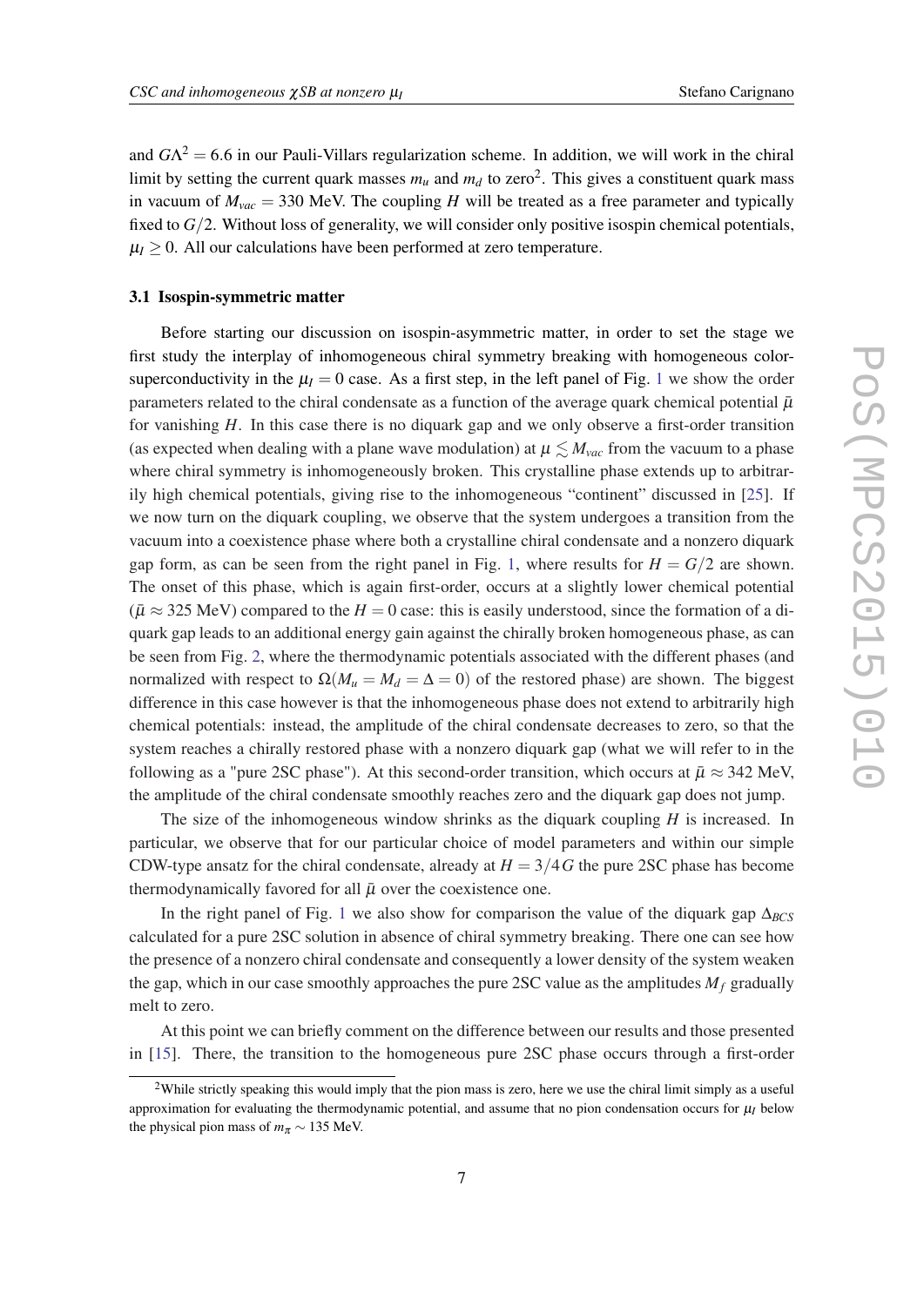and $G\Lambda^2 = 6.6$ in our Pauli-Villars regularization scheme. In addition, we will work in the chiral limit by setting the current quark masses $m_u$ and $m_d$ to zero[2]. This gives a constituent quark mass in vacuum of $M_{vac} = 330$ MeV. The coupling $H$ will be treated as a free parameter and typically fixed to $G/2$. Without loss of generality, we will consider only positive isospin chemical potentials, $\mu_I \geq 0$. All our calculations have been performed at zero temperature.

### 3.1 Isospin-symmetric matter

Before starting our discussion on isospin-asymmetric matter, in order to set the stage we first study the interplay of inhomogeneous chiral symmetry breaking with homogeneous color-superconductivity in the $\mu_I = 0$ case. As a first step, in the left panel of Fig. 1 we show the order parameters related to the chiral condensate as a function of the average quark chemical potential $\bar{\mu}$ for vanishing $H$. In this case there is no diquark gap and we only observe a first-order transition (as expected when dealing with a plane wave modulation) at $\mu \lesssim M_{vac}$ from the vacuum to a phase where chiral symmetry is inhomogeneously broken. This crystalline phase extends up to arbitrarily high chemical potentials, giving rise to the inhomogeneous "continent" discussed in [25]. If we now turn on the diquark coupling, we observe that the system undergoes a transition from the vacuum into a coexistence phase where both a crystalline chiral condensate and a nonzero diquark gap form, as can be seen from the right panel in Fig. 1, where results for $H = G/2$ are shown. The onset of this phase, which is again first-order, occurs at a slightly lower chemical potential ($\bar{\mu} \approx 325$ MeV) compared to the $H = 0$ case: this is easily understood, since the formation of a diquark gap leads to an additional energy gain against the chirally broken homogeneous phase, as can be seen from Fig. 2, where the thermodynamic potentials associated with the different phases (and normalized with respect to $\Omega(M_u = M_d = \Delta = 0)$ of the restored phase) are shown. The biggest difference in this case however is that the inhomogeneous phase does not extend to arbitrarily high chemical potentials: instead, the amplitude of the chiral condensate decreases to zero, so that the system reaches a chirally restored phase with a nonzero diquark gap (what we will refer to in the following as a "pure 2SC phase"). At this second-order transition, which occurs at $\bar{\mu} \approx 342$ MeV, the amplitude of the chiral condensate smoothly reaches zero and the diquark gap does not jump.

The size of the inhomogeneous window shrinks as the diquark coupling $H$ is increased. In particular, we observe that for our particular choice of model parameters and within our simple CDW-type ansatz for the chiral condensate, already at $H = 3/4G$ the pure 2SC phase has become thermodynamically favored for all $\bar{\mu}$ over the coexistence one.

In the right panel of Fig. 1 we also show for comparison the value of the diquark gap $\Delta_{BCS}$ calculated for a pure 2SC solution in absence of chiral symmetry breaking. There one can see how the presence of a nonzero chiral condensate and consequently a lower density of the system weaken the gap, which in our case smoothly approaches the pure 2SC value as the amplitudes $M_f$ gradually melt to zero.

At this point we can briefly comment on the difference between our results and those presented in [15]. There, the transition to the homogeneous pure 2SC phase occurs through a first-order

---

[2] While strictly speaking this would imply that the pion mass is zero, here we use the chiral limit simply as a useful approximation for evaluating the thermodynamic potential, and assume that no pion condensation occurs for $\mu_I$ below the physical pion mass of $m_\pi \sim 135$ MeV.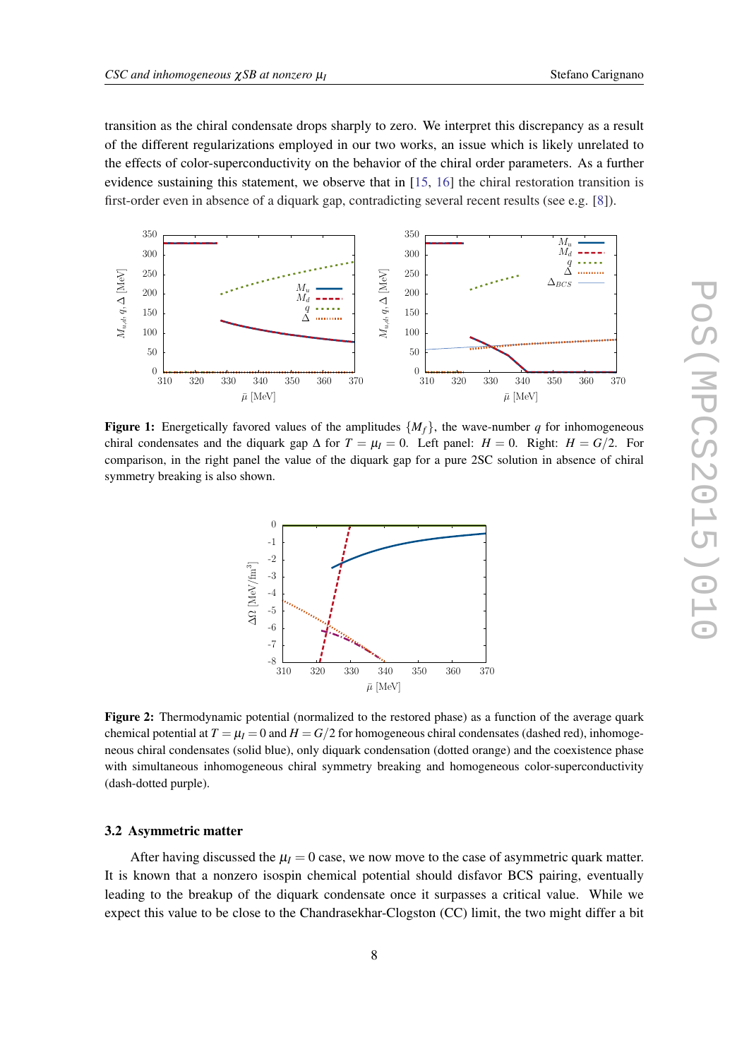transition as the chiral condensate drops sharply to zero. We interpret this discrepancy as a result of the different regularizations employed in our two works, an issue which is likely unrelated to the effects of color-superconductivity on the behavior of the chiral order parameters. As a further evidence sustaining this statement, we observe that in [15, 16] the chiral restoration transition is first-order even in absence of a diquark gap, contradicting several recent results (see e.g. [8]).

**Figure 1:** Energetically favored values of the amplitudes $\{M_f\}$, the wave-number $q$ for inhomogeneous chiral condensates and the diquark gap $\Delta$ for $T = \mu_I = 0$. Left panel: $H = 0$. Right: $H = G/2$. For comparison, in the right panel the value of the diquark gap for a pure 2SC solution in absence of chiral symmetry breaking is also shown.

**Figure 2:** Thermodynamic potential (normalized to the restored phase) as a function of the average quark chemical potential at $T = \mu_I = 0$ and $H = G/2$ for homogeneous chiral condensates (dashed red), inhomogeneous chiral condensates (solid blue), only diquark condensation (dotted orange) and the coexistence phase with simultaneous inhomogeneous chiral symmetry breaking and homogeneous color-superconductivity (dash-dotted purple).

### 3.2 Asymmetric matter

After having discussed the $\mu_I = 0$ case, we now move to the case of asymmetric quark matter. It is known that a nonzero isospin chemical potential should disfavor BCS pairing, eventually leading to the breakup of the diquark condensate once it surpasses a critical value. While we expect this value to be close to the Chandrasekhar-Clogston (CC) limit, the two might differ a bit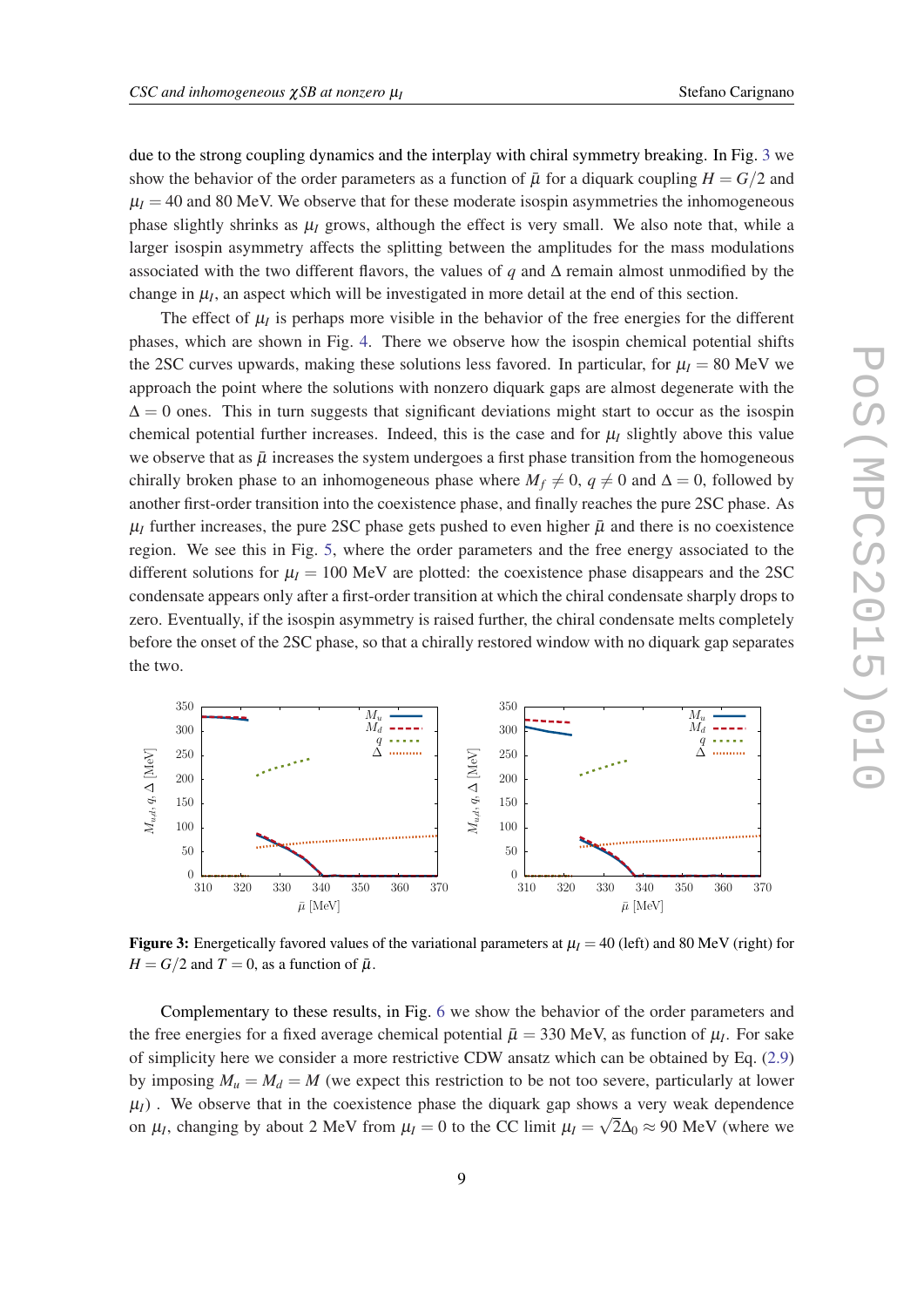due to the strong coupling dynamics and the interplay with chiral symmetry breaking. In Fig. 3 we show the behavior of the order parameters as a function of $\bar{\mu}$ for a diquark coupling $H = G/2$ and $\mu_I = 40$ and 80 MeV. We observe that for these moderate isospin asymmetries the inhomogeneous phase slightly shrinks as $\mu_I$ grows, although the effect is very small. We also note that, while a larger isospin asymmetry affects the splitting between the amplitudes for the mass modulations associated with the two different flavors, the values of $q$ and $\Delta$ remain almost unmodified by the change in $\mu_I$, an aspect which will be investigated in more detail at the end of this section.

The effect of $\mu_I$ is perhaps more visible in the behavior of the free energies for the different phases, which are shown in Fig. 4. There we observe how the isospin chemical potential shifts the 2SC curves upwards, making these solutions less favored. In particular, for $\mu_I = 80$ MeV we approach the point where the solutions with nonzero diquark gaps are almost degenerate with the $\Delta = 0$ ones. This in turn suggests that significant deviations might start to occur as the isospin chemical potential further increases. Indeed, this is the case and for $\mu_I$ slightly above this value we observe that as $\bar{\mu}$ increases the system undergoes a first phase transition from the homogeneous chirally broken phase to an inhomogeneous phase where $M_f \neq 0$, $q \neq 0$ and $\Delta = 0$, followed by another first-order transition into the coexistence phase, and finally reaches the pure 2SC phase. As $\mu_I$ further increases, the pure 2SC phase gets pushed to even higher $\bar{\mu}$ and there is no coexistence region. We see this in Fig. 5, where the order parameters and the free energy associated to the different solutions for $\mu_I = 100$ MeV are plotted: the coexistence phase disappears and the 2SC condensate appears only after a first-order transition at which the chiral condensate sharply drops to zero. Eventually, if the isospin asymmetry is raised further, the chiral condensate melts completely before the onset of the 2SC phase, so that a chirally restored window with no diquark gap separates the two.

**Figure 3:** Energetically favored values of the variational parameters at $\mu_I = 40$ (left) and 80 MeV (right) for $H = G/2$ and $T = 0$, as a function of $\bar{\mu}$.

Complementary to these results, in Fig. 6 we show the behavior of the order parameters and the free energies for a fixed average chemical potential $\bar{\mu} = 330$ MeV, as function of $\mu_I$. For sake of simplicity here we consider a more restrictive CDW ansatz which can be obtained by Eq. (2.9) by imposing $M_u = M_d = M$ (we expect this restriction to be not too severe, particularly at lower $\mu_I$) . We observe that in the coexistence phase the diquark gap shows a very weak dependence on $\mu_I$, changing by about 2 MeV from $\mu_I = 0$ to the CC limit $\mu_I = \sqrt{2}\Delta_0 \approx 90$ MeV (where we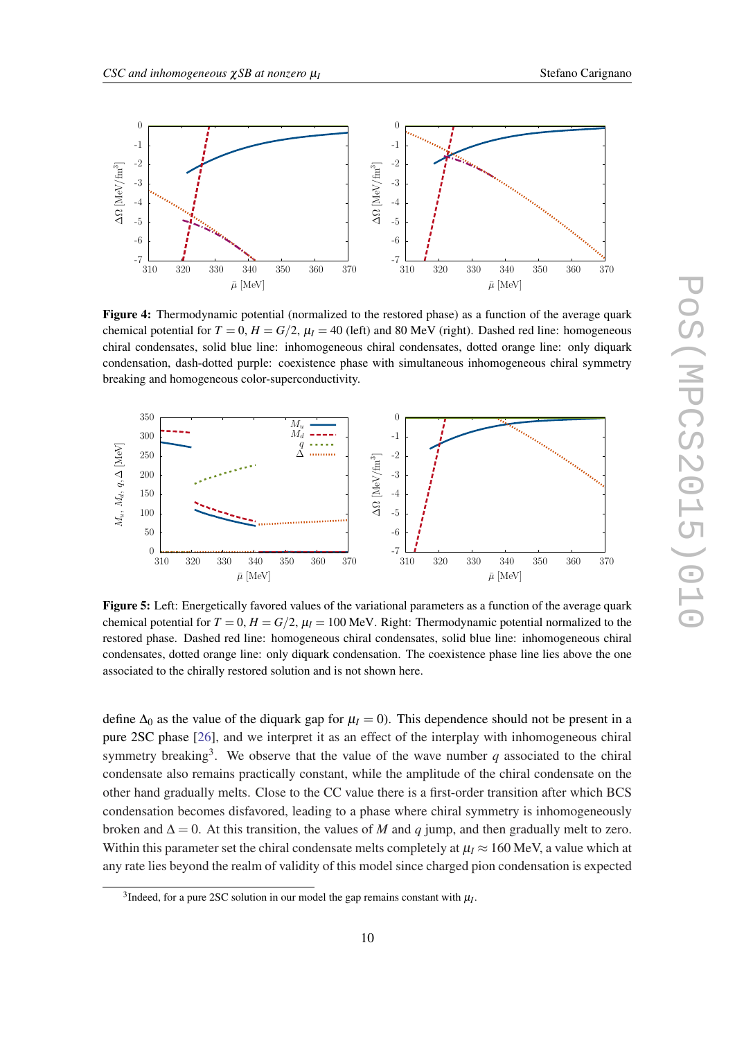**Figure 4:** Thermodynamic potential (normalized to the restored phase) as a function of the average quark chemical potential for $T = 0$, $H = G/2$, $\mu_I = 40$ (left) and 80 MeV (right). Dashed red line: homogeneous chiral condensates, solid blue line: inhomogeneous chiral condensates, dotted orange line: only diquark condensation, dash-dotted purple: coexistence phase with simultaneous inhomogeneous chiral symmetry breaking and homogeneous color-superconductivity.

**Figure 5:** Left: Energetically favored values of the variational parameters as a function of the average quark chemical potential for $T = 0$, $H = G/2$, $\mu_I = 100$ MeV. Right: Thermodynamic potential normalized to the restored phase. Dashed red line: homogeneous chiral condensates, solid blue line: inhomogeneous chiral condensates, dotted orange line: only diquark condensation. The coexistence phase line lies above the one associated to the chirally restored solution and is not shown here.

define $\Delta_0$ as the value of the diquark gap for $\mu_I = 0$). This dependence should not be present in a pure 2SC phase [26], and we interpret it as an effect of the interplay with inhomogeneous chiral symmetry breaking[3]. We observe that the value of the wave number $q$ associated to the chiral condensate also remains practically constant, while the amplitude of the chiral condensate on the other hand gradually melts. Close to the CC value there is a first-order transition after which BCS condensation becomes disfavored, leading to a phase where chiral symmetry is inhomogeneously broken and $\Delta = 0$. At this transition, the values of $M$ and $q$ jump, and then gradually melt to zero. Within this parameter set the chiral condensate melts completely at $\mu_I \approx 160$ MeV, a value which at any rate lies beyond the realm of validity of this model since charged pion condensation is expected

[3] Indeed, for a pure 2SC solution in our model the gap remains constant with $\mu_I$.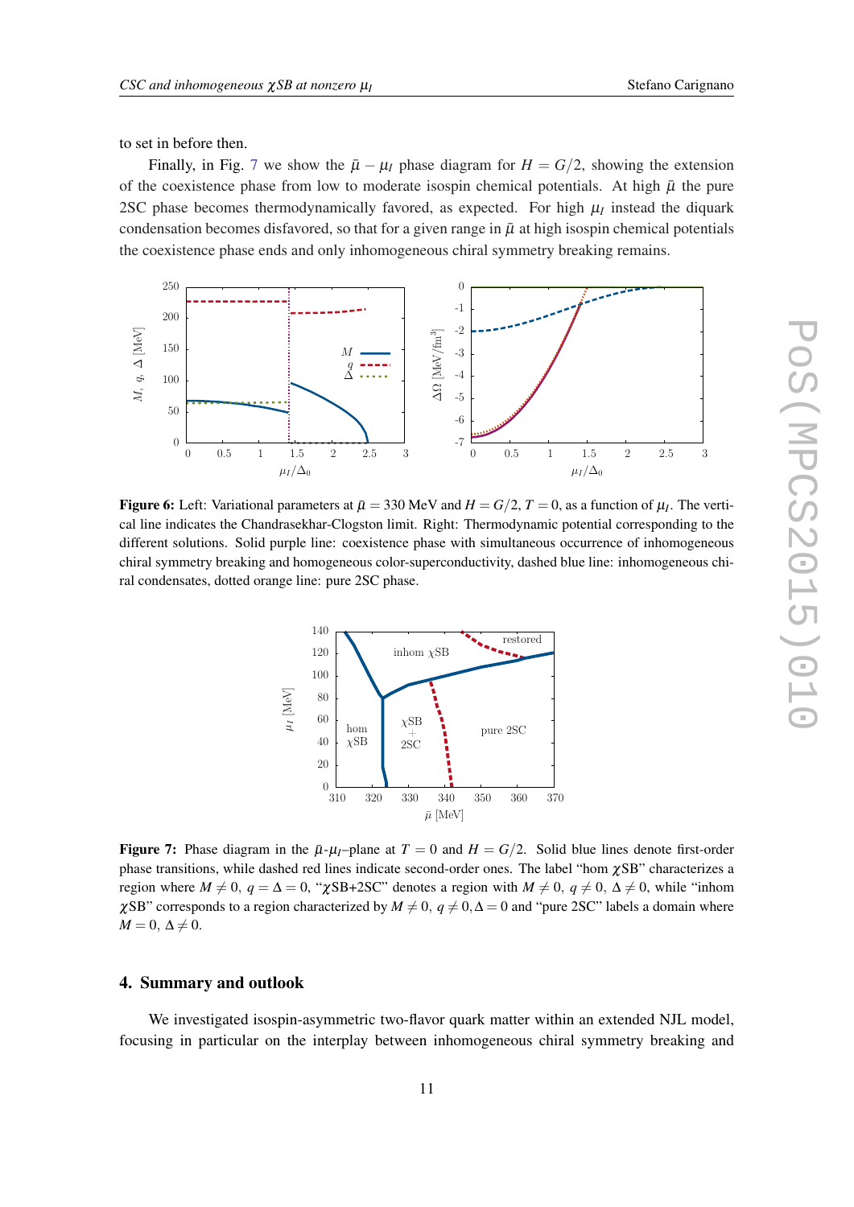to set in before then.

Finally, in Fig. 7 we show the $\bar{\mu} - \mu_I$ phase diagram for $H = G/2$, showing the extension of the coexistence phase from low to moderate isospin chemical potentials. At high $\bar{\mu}$ the pure 2SC phase becomes thermodynamically favored, as expected. For high $\mu_I$ instead the diquark condensation becomes disfavored, so that for a given range in $\bar{\mu}$ at high isospin chemical potentials the coexistence phase ends and only inhomogeneous chiral symmetry breaking remains.

**Figure 6:** Left: Variational parameters at $\bar{\mu} = 330$ MeV and $H = G/2$, $T = 0$, as a function of $\mu_I$. The vertical line indicates the Chandrasekhar-Clogston limit. Right: Thermodynamic potential corresponding to the different solutions. Solid purple line: coexistence phase with simultaneous occurrence of inhomogeneous chiral symmetry breaking and homogeneous color-superconductivity, dashed blue line: inhomogeneous chiral condensates, dotted orange line: pure 2SC phase.

**Figure 7:** Phase diagram in the $\bar{\mu}$-$\mu_I$–plane at $T = 0$ and $H = G/2$. Solid blue lines denote first-order phase transitions, while dashed red lines indicate second-order ones. The label "hom $\chi$SB" characterizes a region where $M \neq 0$, $q = \Delta = 0$, "$\chi$SB+2SC" denotes a region with $M \neq 0$, $q \neq 0$, $\Delta \neq 0$, while "inhom $\chi$SB" corresponds to a region characterized by $M \neq 0$, $q \neq 0, \Delta = 0$ and "pure 2SC" labels a domain where $M = 0$, $\Delta \neq 0$.

## 4. Summary and outlook

We investigated isospin-asymmetric two-flavor quark matter within an extended NJL model, focusing in particular on the interplay between inhomogeneous chiral symmetry breaking and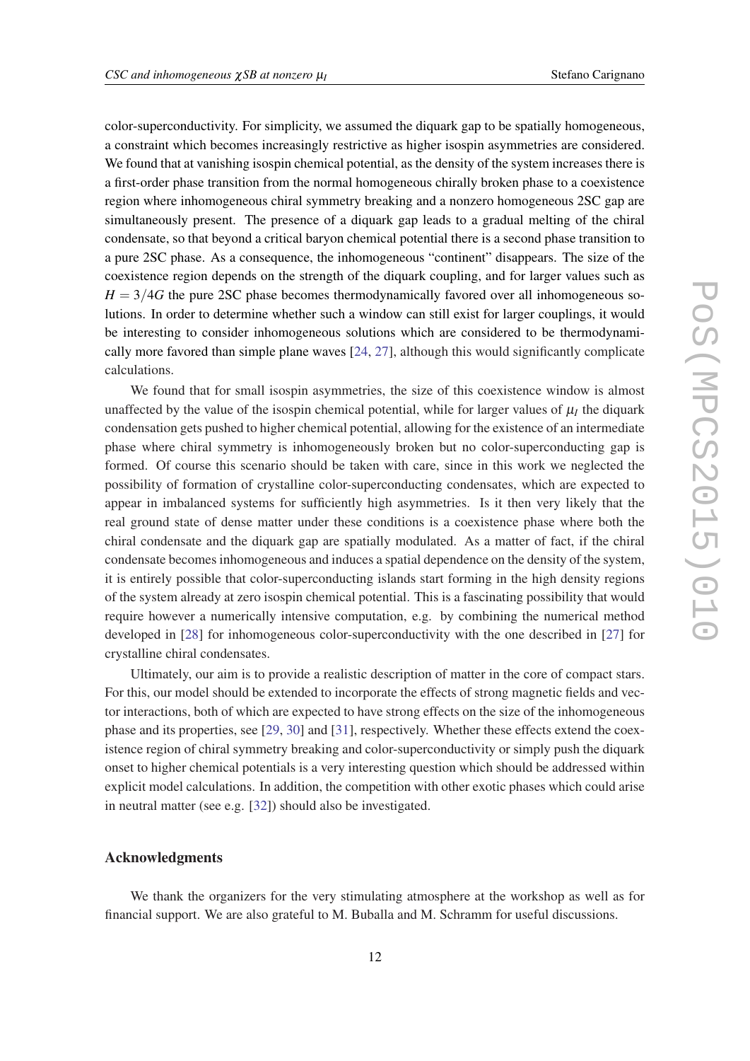color-superconductivity. For simplicity, we assumed the diquark gap to be spatially homogeneous, a constraint which becomes increasingly restrictive as higher isospin asymmetries are considered. We found that at vanishing isospin chemical potential, as the density of the system increases there is a first-order phase transition from the normal homogeneous chirally broken phase to a coexistence region where inhomogeneous chiral symmetry breaking and a nonzero homogeneous 2SC gap are simultaneously present. The presence of a diquark gap leads to a gradual melting of the chiral condensate, so that beyond a critical baryon chemical potential there is a second phase transition to a pure 2SC phase. As a consequence, the inhomogeneous "continent" disappears. The size of the coexistence region depends on the strength of the diquark coupling, and for larger values such as $H = 3/4G$ the pure 2SC phase becomes thermodynamically favored over all inhomogeneous solutions. In order to determine whether such a window can still exist for larger couplings, it would be interesting to consider inhomogeneous solutions which are considered to be thermodynamically more favored than simple plane waves [24, 27], although this would significantly complicate calculations.

We found that for small isospin asymmetries, the size of this coexistence window is almost unaffected by the value of the isospin chemical potential, while for larger values of $\mu_I$ the diquark condensation gets pushed to higher chemical potential, allowing for the existence of an intermediate phase where chiral symmetry is inhomogeneously broken but no color-superconducting gap is formed. Of course this scenario should be taken with care, since in this work we neglected the possibility of formation of crystalline color-superconducting condensates, which are expected to appear in imbalanced systems for sufficiently high asymmetries. Is it then very likely that the real ground state of dense matter under these conditions is a coexistence phase where both the chiral condensate and the diquark gap are spatially modulated. As a matter of fact, if the chiral condensate becomes inhomogeneous and induces a spatial dependence on the density of the system, it is entirely possible that color-superconducting islands start forming in the high density regions of the system already at zero isospin chemical potential. This is a fascinating possibility that would require however a numerically intensive computation, e.g. by combining the numerical method developed in [28] for inhomogeneous color-superconductivity with the one described in [27] for crystalline chiral condensates.

Ultimately, our aim is to provide a realistic description of matter in the core of compact stars. For this, our model should be extended to incorporate the effects of strong magnetic fields and vector interactions, both of which are expected to have strong effects on the size of the inhomogeneous phase and its properties, see [29, 30] and [31], respectively. Whether these effects extend the coexistence region of chiral symmetry breaking and color-superconductivity or simply push the diquark onset to higher chemical potentials is a very interesting question which should be addressed within explicit model calculations. In addition, the competition with other exotic phases which could arise in neutral matter (see e.g. [32]) should also be investigated.

### Acknowledgments

We thank the organizers for the very stimulating atmosphere at the workshop as well as for financial support. We are also grateful to M. Buballa and M. Schramm for useful discussions.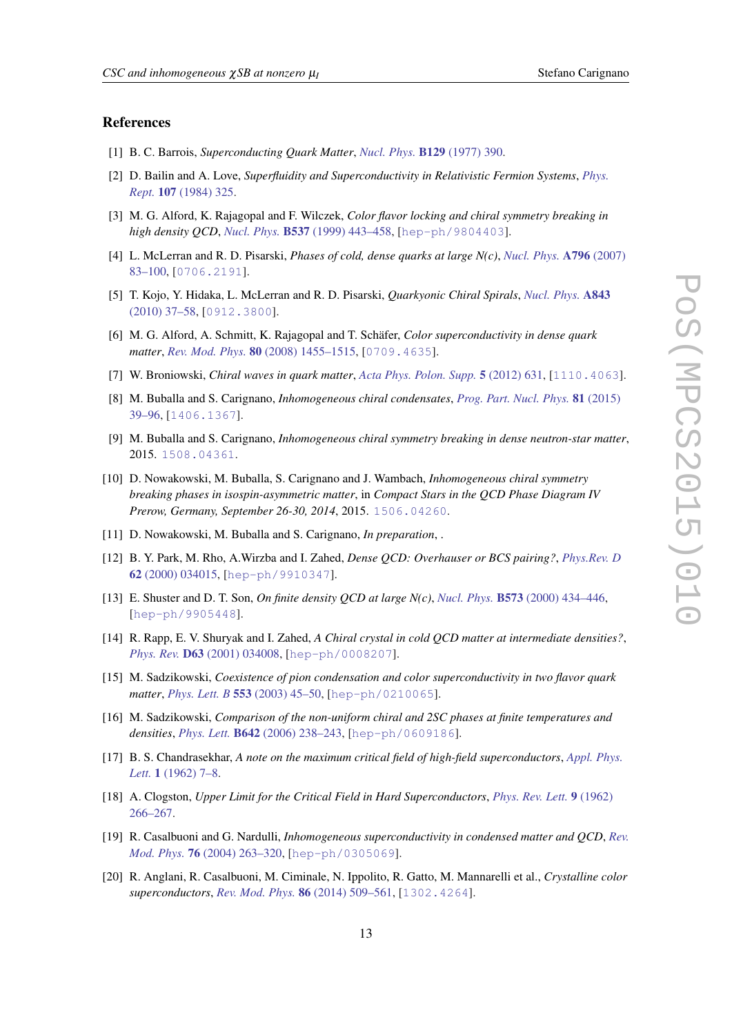## References

[1] B. C. Barrois, *Superconducting Quark Matter*, Nucl. Phys. **B129** (1977) 390.

[2] D. Bailin and A. Love, *Superfluidity and Superconductivity in Relativistic Fermion Systems*, Phys. Rept. **107** (1984) 325.

[3] M. G. Alford, K. Rajagopal and F. Wilczek, *Color flavor locking and chiral symmetry breaking in high density QCD*, Nucl. Phys. **B537** (1999) 443–458, [hep-ph/9804403].

[4] L. McLerran and R. D. Pisarski, *Phases of cold, dense quarks at large N(c)*, Nucl. Phys. **A796** (2007) 83–100, [0706.2191].

[5] T. Kojo, Y. Hidaka, L. McLerran and R. D. Pisarski, *Quarkyonic Chiral Spirals*, Nucl. Phys. **A843** (2010) 37–58, [0912.3800].

[6] M. G. Alford, A. Schmitt, K. Rajagopal and T. Schäfer, *Color superconductivity in dense quark matter*, Rev. Mod. Phys. **80** (2008) 1455–1515, [0709.4635].

[7] W. Broniowski, *Chiral waves in quark matter*, Acta Phys. Polon. Supp. **5** (2012) 631, [1110.4063].

[8] M. Buballa and S. Carignano, *Inhomogeneous chiral condensates*, Prog. Part. Nucl. Phys. **81** (2015) 39–96, [1406.1367].

[9] M. Buballa and S. Carignano, *Inhomogeneous chiral symmetry breaking in dense neutron-star matter*, 2015. 1508.04361.

[10] D. Nowakowski, M. Buballa, S. Carignano and J. Wambach, *Inhomogeneous chiral symmetry breaking phases in isospin-asymmetric matter*, in *Compact Stars in the QCD Phase Diagram IV Prerow, Germany, September 26-30, 2014*, 2015. 1506.04260.

[11] D. Nowakowski, M. Buballa and S. Carignano, *In preparation*, .

[12] B. Y. Park, M. Rho, A.Wirzba and I. Zahed, *Dense QCD: Overhauser or BCS pairing?*, Phys.Rev. D **62** (2000) 034015, [hep-ph/9910347].

[13] E. Shuster and D. T. Son, *On finite density QCD at large N(c)*, Nucl. Phys. **B573** (2000) 434–446, [hep-ph/9905448].

[14] R. Rapp, E. V. Shuryak and I. Zahed, *A Chiral crystal in cold QCD matter at intermediate densities?*, Phys. Rev. **D63** (2001) 034008, [hep-ph/0008207].

[15] M. Sadzikowski, *Coexistence of pion condensation and color superconductivity in two flavor quark matter*, Phys. Lett. B **553** (2003) 45–50, [hep-ph/0210065].

[16] M. Sadzikowski, *Comparison of the non-uniform chiral and 2SC phases at finite temperatures and densities*, Phys. Lett. **B642** (2006) 238–243, [hep-ph/0609186].

[17] B. S. Chandrasekhar, *A note on the maximum critical field of high-field superconductors*, Appl. Phys. Lett. **1** (1962) 7–8.

[18] A. Clogston, *Upper Limit for the Critical Field in Hard Superconductors*, Phys. Rev. Lett. **9** (1962) 266–267.

[19] R. Casalbuoni and G. Nardulli, *Inhomogeneous superconductivity in condensed matter and QCD*, Rev. Mod. Phys. **76** (2004) 263–320, [hep-ph/0305069].

[20] R. Anglani, R. Casalbuoni, M. Ciminale, N. Ippolito, R. Gatto, M. Mannarelli et al., *Crystalline color superconductors*, Rev. Mod. Phys. **86** (2014) 509–561, [1302.4264].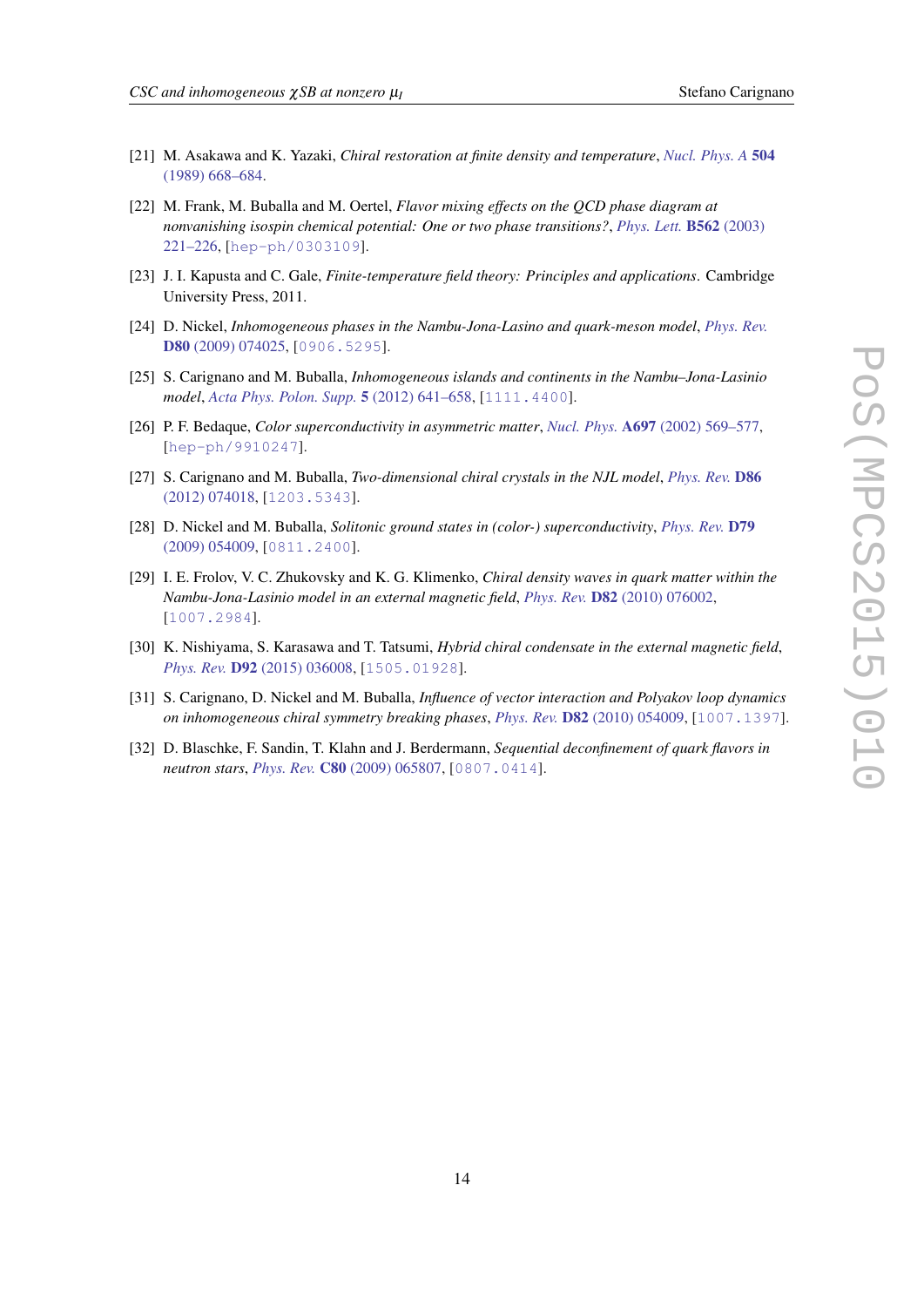[21] M. Asakawa and K. Yazaki, *Chiral restoration at finite density and temperature*, Nucl. Phys. A **504** (1989) 668–684.

[22] M. Frank, M. Buballa and M. Oertel, *Flavor mixing effects on the QCD phase diagram at nonvanishing isospin chemical potential: One or two phase transitions?*, Phys. Lett. **B562** (2003) 221–226, [hep-ph/0303109].

[23] J. I. Kapusta and C. Gale, *Finite-temperature field theory: Principles and applications*. Cambridge University Press, 2011.

[24] D. Nickel, *Inhomogeneous phases in the Nambu-Jona-Lasino and quark-meson model*, Phys. Rev. **D80** (2009) 074025, [0906.5295].

[25] S. Carignano and M. Buballa, *Inhomogeneous islands and continents in the Nambu–Jona-Lasinio model*, Acta Phys. Polon. Supp. **5** (2012) 641–658, [1111.4400].

[26] P. F. Bedaque, *Color superconductivity in asymmetric matter*, Nucl. Phys. **A697** (2002) 569–577, [hep-ph/9910247].

[27] S. Carignano and M. Buballa, *Two-dimensional chiral crystals in the NJL model*, Phys. Rev. **D86** (2012) 074018, [1203.5343].

[28] D. Nickel and M. Buballa, *Solitonic ground states in (color-) superconductivity*, Phys. Rev. **D79** (2009) 054009, [0811.2400].

[29] I. E. Frolov, V. C. Zhukovsky and K. G. Klimenko, *Chiral density waves in quark matter within the Nambu-Jona-Lasinio model in an external magnetic field*, Phys. Rev. **D82** (2010) 076002, [1007.2984].

[30] K. Nishiyama, S. Karasawa and T. Tatsumi, *Hybrid chiral condensate in the external magnetic field*, Phys. Rev. **D92** (2015) 036008, [1505.01928].

[31] S. Carignano, D. Nickel and M. Buballa, *Influence of vector interaction and Polyakov loop dynamics on inhomogeneous chiral symmetry breaking phases*, Phys. Rev. **D82** (2010) 054009, [1007.1397].

[32] D. Blaschke, F. Sandin, T. Klahn and J. Berdermann, *Sequential deconfinement of quark flavors in neutron stars*, Phys. Rev. **C80** (2009) 065807, [0807.0414].